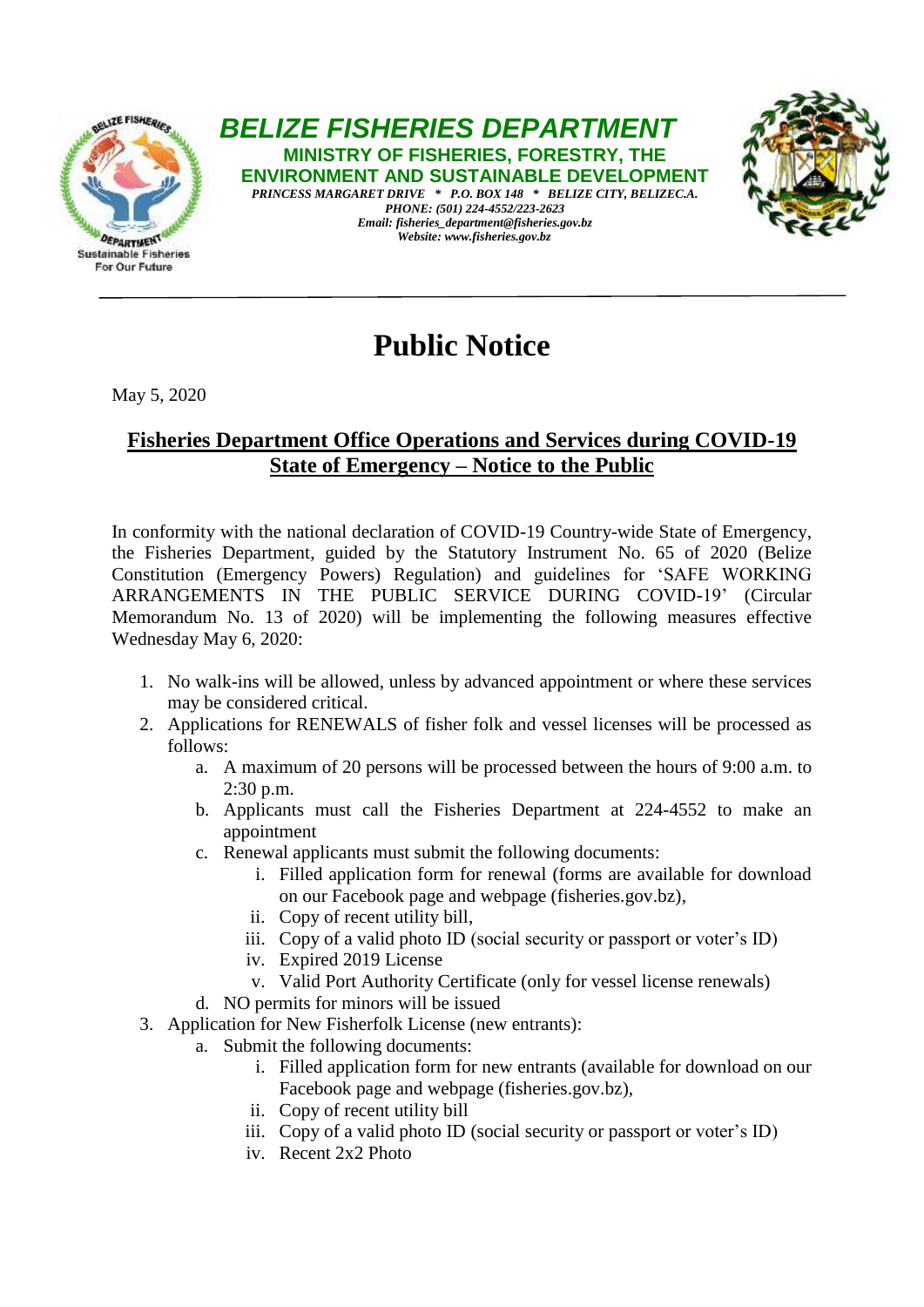# BELIZE FISHERIES DEPARTMENT

**MINISTRY OF FISHERIES, FORESTRY, THE ENVIRONMENT AND SUSTAINABLE DEVELOPMENT**

*PRINCESS MARGARET DRIVE * P.O. BOX 148 * BELIZE CITY, BELIZEC.A.*
*PHONE: (501) 224-4552/223-2623*
*Email: fisheries_department@fisheries.gov.bz*
*Website: www.fisheries.gov.bz*

# Public Notice

May 5, 2020

## Fisheries Department Office Operations and Services during COVID-19 State of Emergency – Notice to the Public

In conformity with the national declaration of COVID-19 Country-wide State of Emergency, the Fisheries Department, guided by the Statutory Instrument No. 65 of 2020 (Belize Constitution (Emergency Powers) Regulation) and guidelines for 'SAFE WORKING ARRANGEMENTS IN THE PUBLIC SERVICE DURING COVID-19' (Circular Memorandum No. 13 of 2020) will be implementing the following measures effective Wednesday May 6, 2020:

1. No walk-ins will be allowed, unless by advanced appointment or where these services may be considered critical.
2. Applications for RENEWALS of fisher folk and vessel licenses will be processed as follows:
   a. A maximum of 20 persons will be processed between the hours of 9:00 a.m. to 2:30 p.m.
   b. Applicants must call the Fisheries Department at 224-4552 to make an appointment
   c. Renewal applicants must submit the following documents:
      i. Filled application form for renewal (forms are available for download on our Facebook page and webpage (fisheries.gov.bz),
      ii. Copy of recent utility bill,
      iii. Copy of a valid photo ID (social security or passport or voter's ID)
      iv. Expired 2019 License
      v. Valid Port Authority Certificate (only for vessel license renewals)
   d. NO permits for minors will be issued
3. Application for New Fisherfolk License (new entrants):
   a. Submit the following documents:
      i. Filled application form for new entrants (available for download on our Facebook page and webpage (fisheries.gov.bz),
      ii. Copy of recent utility bill
      iii. Copy of a valid photo ID (social security or passport or voter's ID)
      iv. Recent 2x2 Photo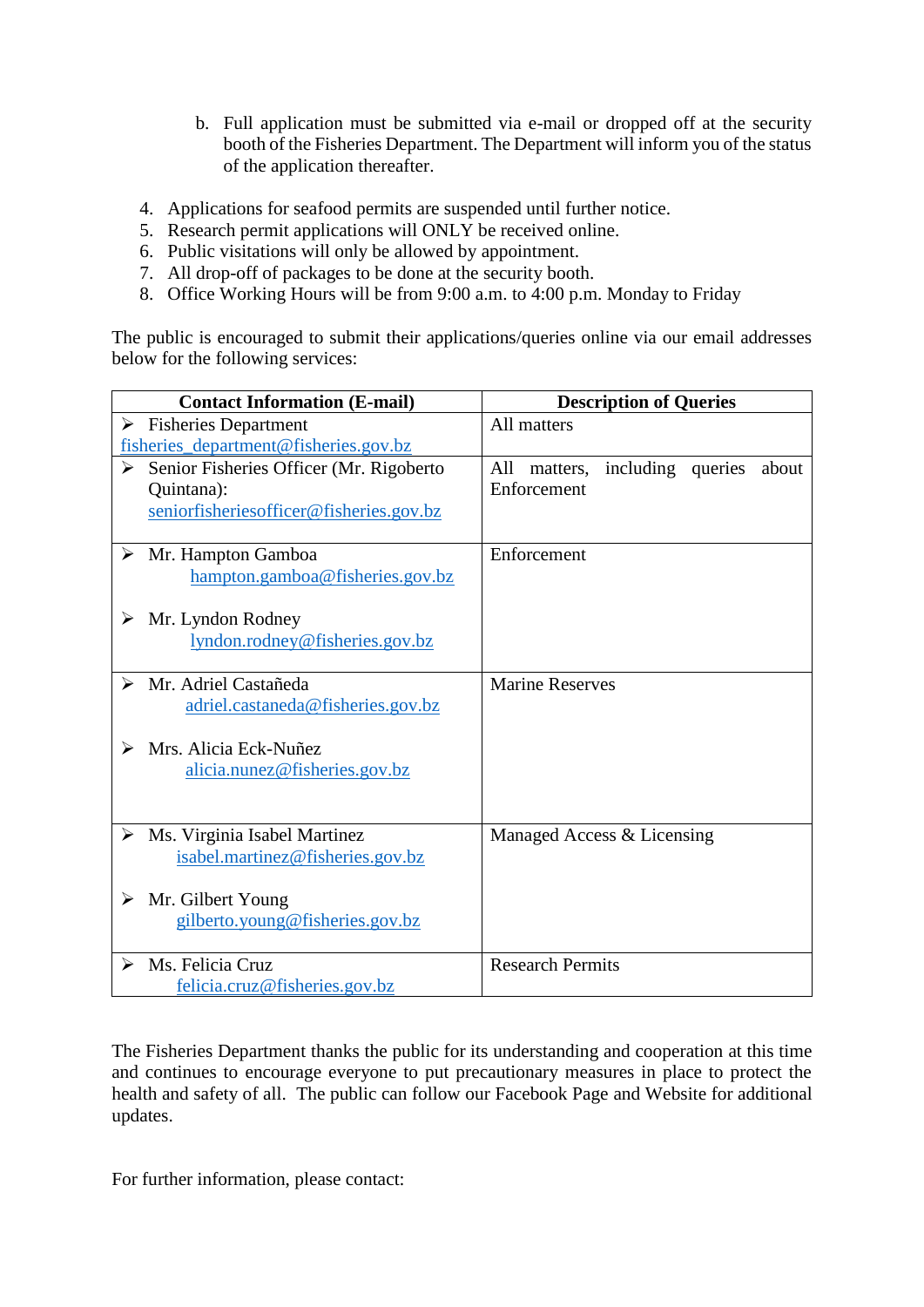b. Full application must be submitted via e-mail or dropped off at the security booth of the Fisheries Department. The Department will inform you of the status of the application thereafter.

4. Applications for seafood permits are suspended until further notice.
5. Research permit applications will ONLY be received online.
6. Public visitations will only be allowed by appointment.
7. All drop-off of packages to be done at the security booth.
8. Office Working Hours will be from 9:00 a.m. to 4:00 p.m. Monday to Friday

The public is encouraged to submit their applications/queries online via our email addresses below for the following services:

| Contact Information (E-mail) | Description of Queries |
|---|---|
| ➢ Fisheries Department fisheries_department@fisheries.gov.bz | All matters |
| ➢ Senior Fisheries Officer (Mr. Rigoberto Quintana): seniorfisheriesofficer@fisheries.gov.bz | All matters, including queries about Enforcement |
| ➢ Mr. Hampton Gamboa hampton.gamboa@fisheries.gov.bz <br> ➢ Mr. Lyndon Rodney lyndon.rodney@fisheries.gov.bz | Enforcement |
| ➢ Mr. Adriel Castañeda adriel.castaneda@fisheries.gov.bz <br> ➢ Mrs. Alicia Eck-Nuñez alicia.nunez@fisheries.gov.bz | Marine Reserves |
| ➢ Ms. Virginia Isabel Martinez isabel.martinez@fisheries.gov.bz <br> ➢ Mr. Gilbert Young gilberto.young@fisheries.gov.bz | Managed Access & Licensing |
| ➢ Ms. Felicia Cruz felicia.cruz@fisheries.gov.bz | Research Permits |

The Fisheries Department thanks the public for its understanding and cooperation at this time and continues to encourage everyone to put precautionary measures in place to protect the health and safety of all. The public can follow our Facebook Page and Website for additional updates.

For further information, please contact: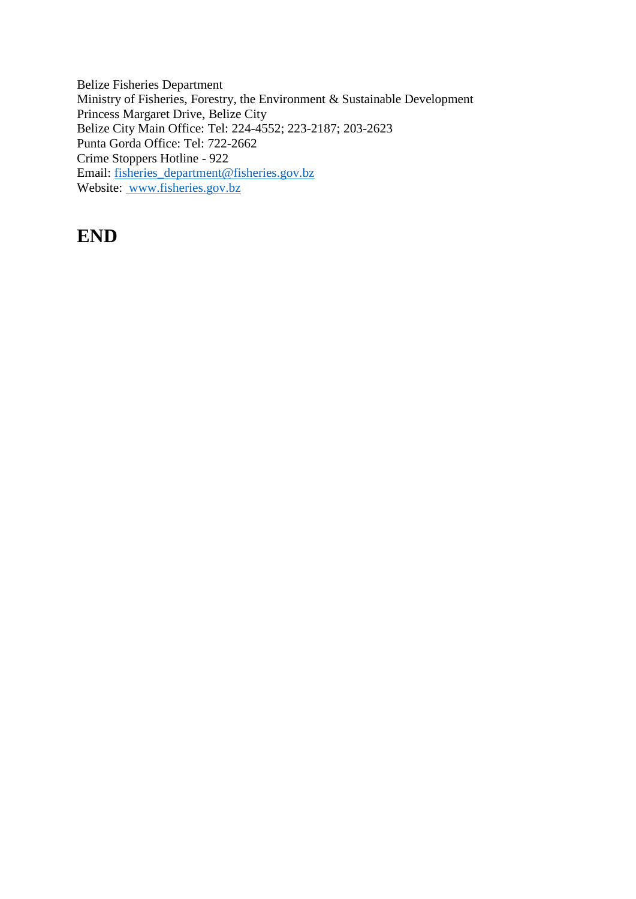Belize Fisheries Department
Ministry of Fisheries, Forestry, the Environment & Sustainable Development
Princess Margaret Drive, Belize City
Belize City Main Office: Tel: 224-4552; 223-2187; 203-2623
Punta Gorda Office: Tel: 722-2662
Crime Stoppers Hotline - 922
Email: fisheries_department@fisheries.gov.bz
Website: www.fisheries.gov.bz

# END